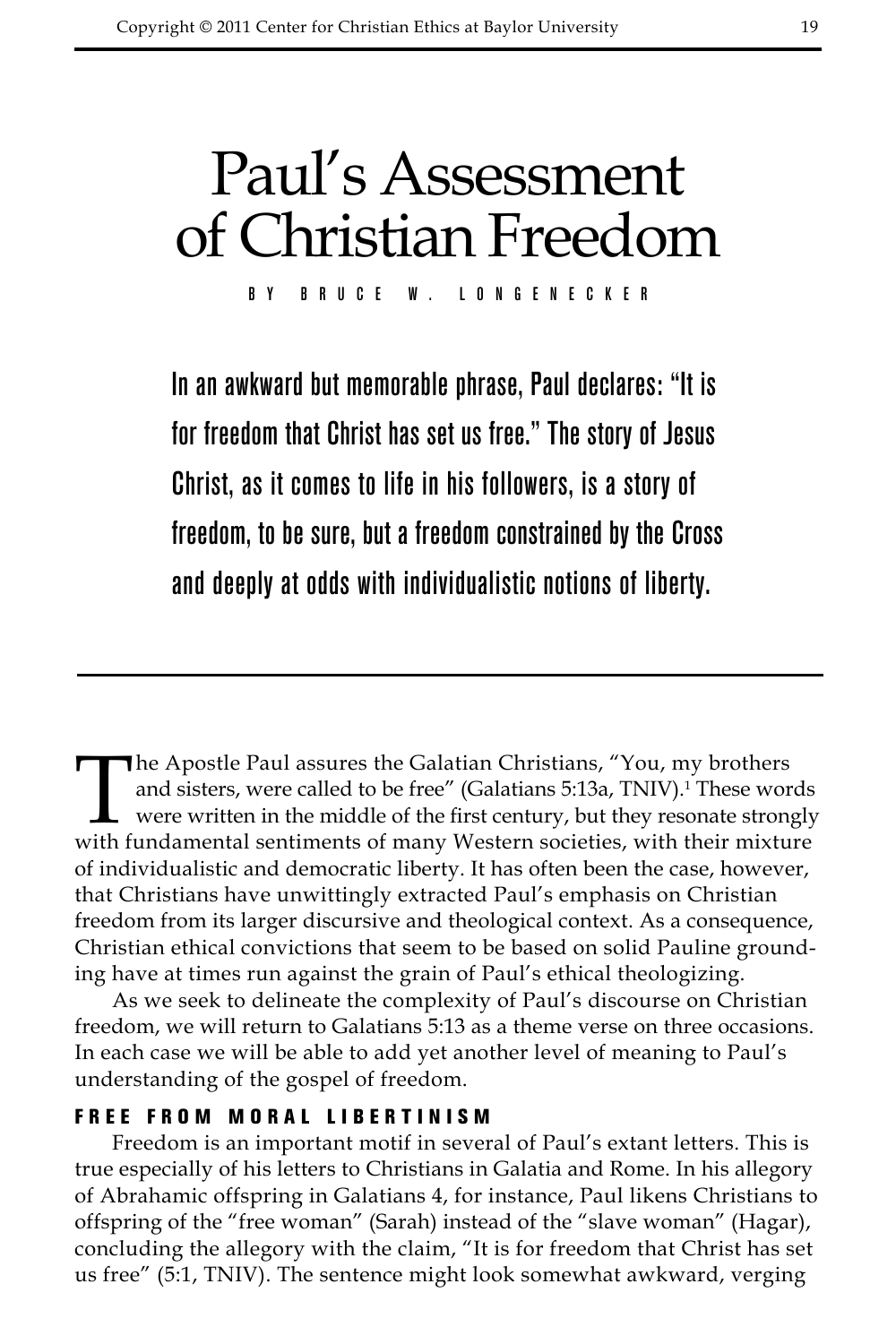# Paul's Assessment of Christian Freedom

BY BRUCE W. LONGENECKER

**In an awkward but memorable phrase, Paul declares: "It is for freedom that Christ has set us free." The story of Jesus Christ, as it comes to life in his followers, is a story of freedom, to be sure, but a freedom constrained by the Cross and deeply at odds with individualistic notions of liberty.**

The Apostle Paul assures the Galatian Christians, "You, my brothers and sisters, were called to be free" (Galatians 5:13a, TNIV).[1] These words were written in the middle of the first century, but they resonate strongly with fundamental sentiments of many Western societies, with their mixture of individualistic and democratic liberty. It has often been the case, however, that Christians have unwittingly extracted Paul's emphasis on Christian freedom from its larger discursive and theological context. As a consequence, Christian ethical convictions that seem to be based on solid Pauline grounding have at times run against the grain of Paul's ethical theologizing.

As we seek to delineate the complexity of Paul's discourse on Christian freedom, we will return to Galatians 5:13 as a theme verse on three occasions. In each case we will be able to add yet another level of meaning to Paul's understanding of the gospel of freedom.

## FREE FROM MORAL LIBERTINISM

Freedom is an important motif in several of Paul's extant letters. This is true especially of his letters to Christians in Galatia and Rome. In his allegory of Abrahamic offspring in Galatians 4, for instance, Paul likens Christians to offspring of the "free woman" (Sarah) instead of the "slave woman" (Hagar), concluding the allegory with the claim, "It is for freedom that Christ has set us free" (5:1, TNIV). The sentence might look somewhat awkward, verging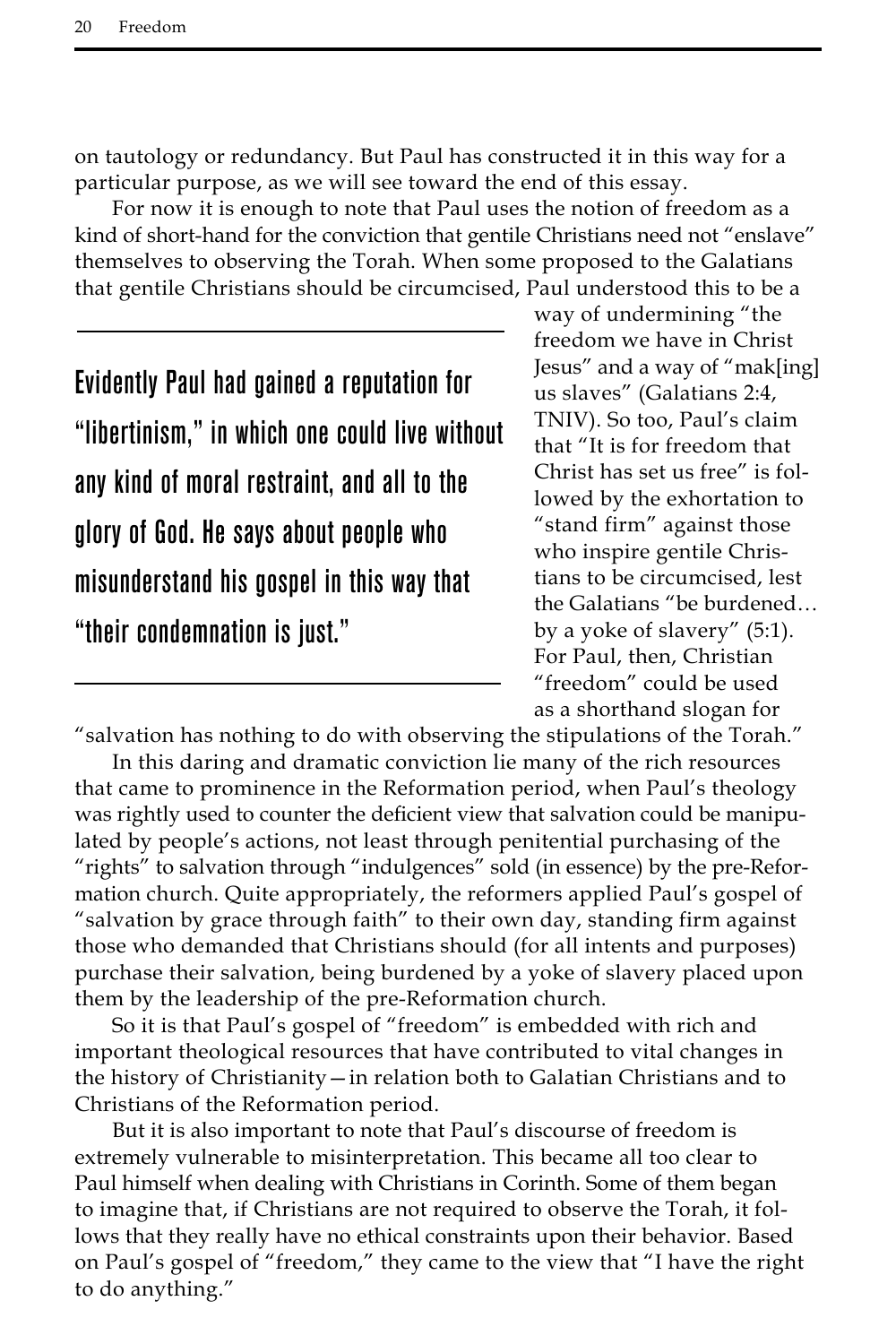on tautology or redundancy. But Paul has constructed it in this way for a particular purpose, as we will see toward the end of this essay.

For now it is enough to note that Paul uses the notion of freedom as a kind of short-hand for the conviction that gentile Christians need not "enslave" themselves to observing the Torah. When some proposed to the Galatians that gentile Christians should be circumcised, Paul understood this to be a way of undermining "the freedom we have in Christ Jesus" and a way of "mak[ing] us slaves" (Galatians 2:4, TNIV). So too, Paul's claim that "It is for freedom that Christ has set us free" is followed by the exhortation to "stand firm" against those who inspire gentile Christians to be circumcised, lest the Galatians "be burdened… by a yoke of slavery" (5:1). For Paul, then, Christian "freedom" could be used as a shorthand slogan for "salvation has nothing to do with observing the stipulations of the Torah."

> **Evidently Paul had gained a reputation for "libertinism," in which one could live without any kind of moral restraint, and all to the glory of God. He says about people who misunderstand his gospel in this way that "their condemnation is just."**

In this daring and dramatic conviction lie many of the rich resources that came to prominence in the Reformation period, when Paul's theology was rightly used to counter the deficient view that salvation could be manipulated by people's actions, not least through penitential purchasing of the "rights" to salvation through "indulgences" sold (in essence) by the pre-Reformation church. Quite appropriately, the reformers applied Paul's gospel of "salvation by grace through faith" to their own day, standing firm against those who demanded that Christians should (for all intents and purposes) purchase their salvation, being burdened by a yoke of slavery placed upon them by the leadership of the pre-Reformation church.

So it is that Paul's gospel of "freedom" is embedded with rich and important theological resources that have contributed to vital changes in the history of Christianity—in relation both to Galatian Christians and to Christians of the Reformation period.

But it is also important to note that Paul's discourse of freedom is extremely vulnerable to misinterpretation. This became all too clear to Paul himself when dealing with Christians in Corinth. Some of them began to imagine that, if Christians are not required to observe the Torah, it follows that they really have no ethical constraints upon their behavior. Based on Paul's gospel of "freedom," they came to the view that "I have the right to do anything."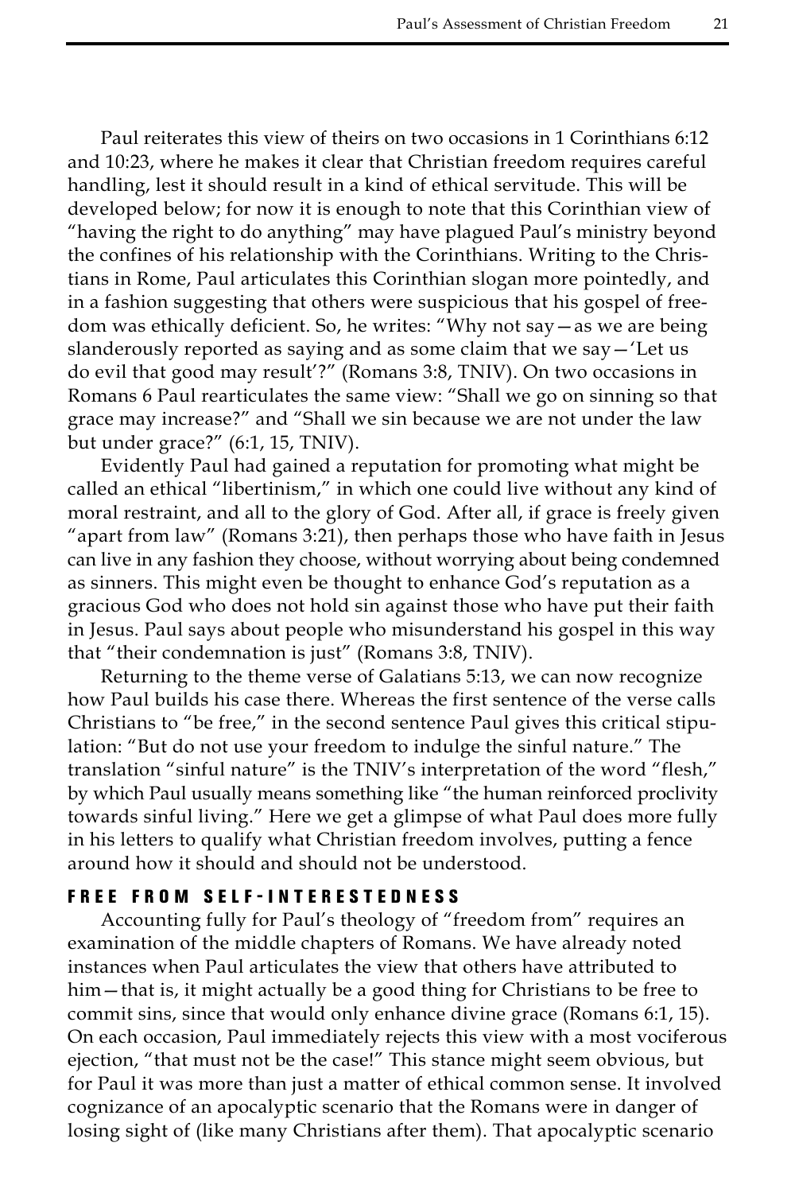Paul reiterates this view of theirs on two occasions in 1 Corinthians 6:12 and 10:23, where he makes it clear that Christian freedom requires careful handling, lest it should result in a kind of ethical servitude. This will be developed below; for now it is enough to note that this Corinthian view of "having the right to do anything" may have plagued Paul's ministry beyond the confines of his relationship with the Corinthians. Writing to the Christians in Rome, Paul articulates this Corinthian slogan more pointedly, and in a fashion suggesting that others were suspicious that his gospel of freedom was ethically deficient. So, he writes: "Why not say—as we are being slanderously reported as saying and as some claim that we say—'Let us do evil that good may result'?" (Romans 3:8, TNIV). On two occasions in Romans 6 Paul rearticulates the same view: "Shall we go on sinning so that grace may increase?" and "Shall we sin because we are not under the law but under grace?" (6:1, 15, TNIV).

Evidently Paul had gained a reputation for promoting what might be called an ethical "libertinism," in which one could live without any kind of moral restraint, and all to the glory of God. After all, if grace is freely given "apart from law" (Romans 3:21), then perhaps those who have faith in Jesus can live in any fashion they choose, without worrying about being condemned as sinners. This might even be thought to enhance God's reputation as a gracious God who does not hold sin against those who have put their faith in Jesus. Paul says about people who misunderstand his gospel in this way that "their condemnation is just" (Romans 3:8, TNIV).

Returning to the theme verse of Galatians 5:13, we can now recognize how Paul builds his case there. Whereas the first sentence of the verse calls Christians to "be free," in the second sentence Paul gives this critical stipulation: "But do not use your freedom to indulge the sinful nature." The translation "sinful nature" is the TNIV's interpretation of the word "flesh," by which Paul usually means something like "the human reinforced proclivity towards sinful living." Here we get a glimpse of what Paul does more fully in his letters to qualify what Christian freedom involves, putting a fence around how it should and should not be understood.

## FREE FROM SELF-INTERESTEDNESS

Accounting fully for Paul's theology of "freedom from" requires an examination of the middle chapters of Romans. We have already noted instances when Paul articulates the view that others have attributed to him—that is, it might actually be a good thing for Christians to be free to commit sins, since that would only enhance divine grace (Romans 6:1, 15). On each occasion, Paul immediately rejects this view with a most vociferous ejection, "that must not be the case!" This stance might seem obvious, but for Paul it was more than just a matter of ethical common sense. It involved cognizance of an apocalyptic scenario that the Romans were in danger of losing sight of (like many Christians after them). That apocalyptic scenario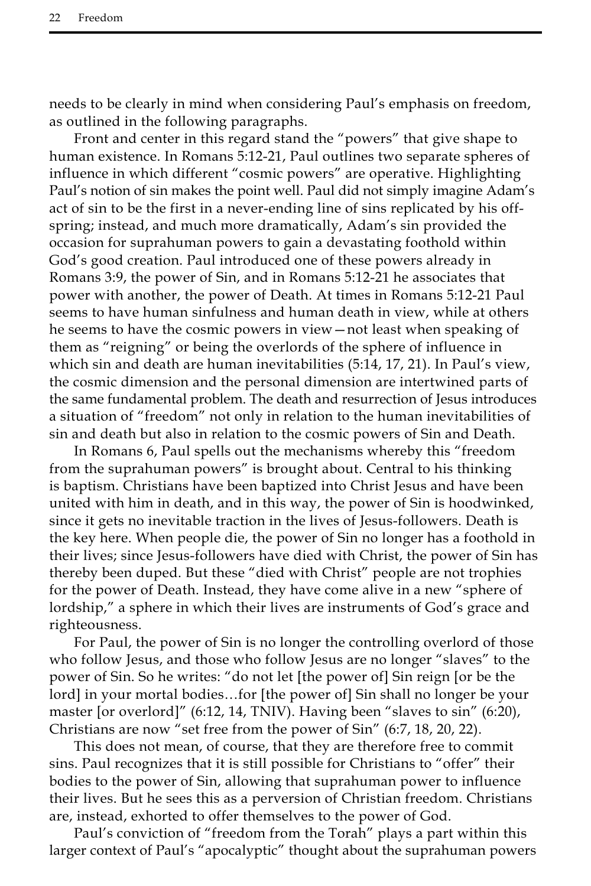needs to be clearly in mind when considering Paul's emphasis on freedom, as outlined in the following paragraphs.

Front and center in this regard stand the "powers" that give shape to human existence. In Romans 5:12-21, Paul outlines two separate spheres of influence in which different "cosmic powers" are operative. Highlighting Paul's notion of sin makes the point well. Paul did not simply imagine Adam's act of sin to be the first in a never-ending line of sins replicated by his offspring; instead, and much more dramatically, Adam's sin provided the occasion for suprahuman powers to gain a devastating foothold within God's good creation. Paul introduced one of these powers already in Romans 3:9, the power of Sin, and in Romans 5:12-21 he associates that power with another, the power of Death. At times in Romans 5:12-21 Paul seems to have human sinfulness and human death in view, while at others he seems to have the cosmic powers in view—not least when speaking of them as "reigning" or being the overlords of the sphere of influence in which sin and death are human inevitabilities (5:14, 17, 21). In Paul's view, the cosmic dimension and the personal dimension are intertwined parts of the same fundamental problem. The death and resurrection of Jesus introduces a situation of "freedom" not only in relation to the human inevitabilities of sin and death but also in relation to the cosmic powers of Sin and Death.

In Romans 6, Paul spells out the mechanisms whereby this "freedom from the suprahuman powers" is brought about. Central to his thinking is baptism. Christians have been baptized into Christ Jesus and have been united with him in death, and in this way, the power of Sin is hoodwinked, since it gets no inevitable traction in the lives of Jesus-followers. Death is the key here. When people die, the power of Sin no longer has a foothold in their lives; since Jesus-followers have died with Christ, the power of Sin has thereby been duped. But these "died with Christ" people are not trophies for the power of Death. Instead, they have come alive in a new "sphere of lordship," a sphere in which their lives are instruments of God's grace and righteousness.

For Paul, the power of Sin is no longer the controlling overlord of those who follow Jesus, and those who follow Jesus are no longer "slaves" to the power of Sin. So he writes: "do not let [the power of] Sin reign [or be the lord] in your mortal bodies…for [the power of] Sin shall no longer be your master [or overlord]" (6:12, 14, TNIV). Having been "slaves to sin" (6:20), Christians are now "set free from the power of Sin" (6:7, 18, 20, 22).

This does not mean, of course, that they are therefore free to commit sins. Paul recognizes that it is still possible for Christians to "offer" their bodies to the power of Sin, allowing that suprahuman power to influence their lives. But he sees this as a perversion of Christian freedom. Christians are, instead, exhorted to offer themselves to the power of God.

Paul's conviction of "freedom from the Torah" plays a part within this larger context of Paul's "apocalyptic" thought about the suprahuman powers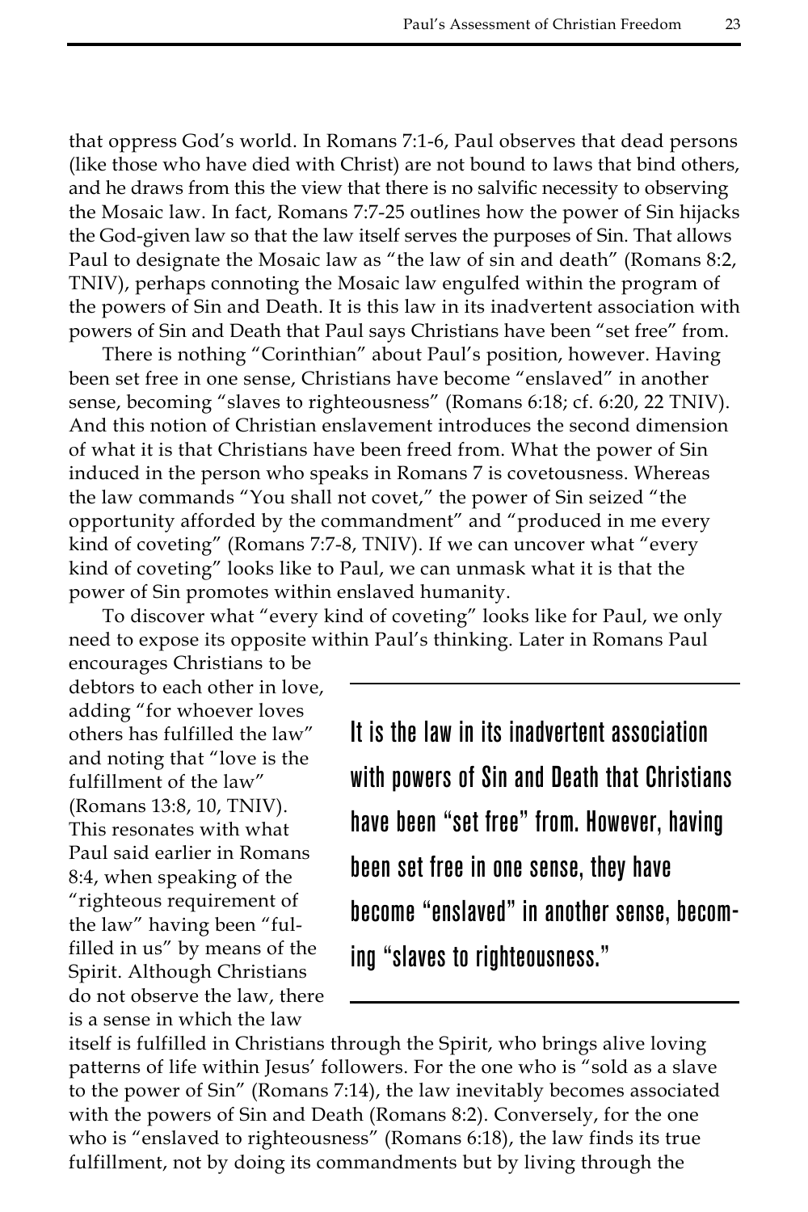that oppress God's world. In Romans 7:1-6, Paul observes that dead persons (like those who have died with Christ) are not bound to laws that bind others, and he draws from this the view that there is no salvific necessity to observing the Mosaic law. In fact, Romans 7:7-25 outlines how the power of Sin hijacks the God-given law so that the law itself serves the purposes of Sin. That allows Paul to designate the Mosaic law as "the law of sin and death" (Romans 8:2, TNIV), perhaps connoting the Mosaic law engulfed within the program of the powers of Sin and Death. It is this law in its inadvertent association with powers of Sin and Death that Paul says Christians have been "set free" from.

There is nothing "Corinthian" about Paul's position, however. Having been set free in one sense, Christians have become "enslaved" in another sense, becoming "slaves to righteousness" (Romans 6:18; cf. 6:20, 22 TNIV). And this notion of Christian enslavement introduces the second dimension of what it is that Christians have been freed from. What the power of Sin induced in the person who speaks in Romans 7 is covetousness. Whereas the law commands "You shall not covet," the power of Sin seized "the opportunity afforded by the commandment" and "produced in me every kind of coveting" (Romans 7:7-8, TNIV). If we can uncover what "every kind of coveting" looks like to Paul, we can unmask what it is that the power of Sin promotes within enslaved humanity.

To discover what "every kind of coveting" looks like for Paul, we only need to expose its opposite within Paul's thinking. Later in Romans Paul encourages Christians to be debtors to each other in love, adding "for whoever loves others has fulfilled the law" and noting that "love is the fulfillment of the law" (Romans 13:8, 10, TNIV). This resonates with what Paul said earlier in Romans 8:4, when speaking of the "righteous requirement of the law" having been "fulfilled in us" by means of the Spirit. Although Christians do not observe the law, there is a sense in which the law itself is fulfilled in Christians through the Spirit, who brings alive loving patterns of life within Jesus' followers. For the one who is "sold as a slave to the power of Sin" (Romans 7:14), the law inevitably becomes associated with the powers of Sin and Death (Romans 8:2). Conversely, for the one who is "enslaved to righteousness" (Romans 6:18), the law finds its true fulfillment, not by doing its commandments but by living through the

> It is the law in its inadvertent association with powers of Sin and Death that Christians have been "set free" from. However, having been set free in one sense, they have become "enslaved" in another sense, becoming "slaves to righteousness."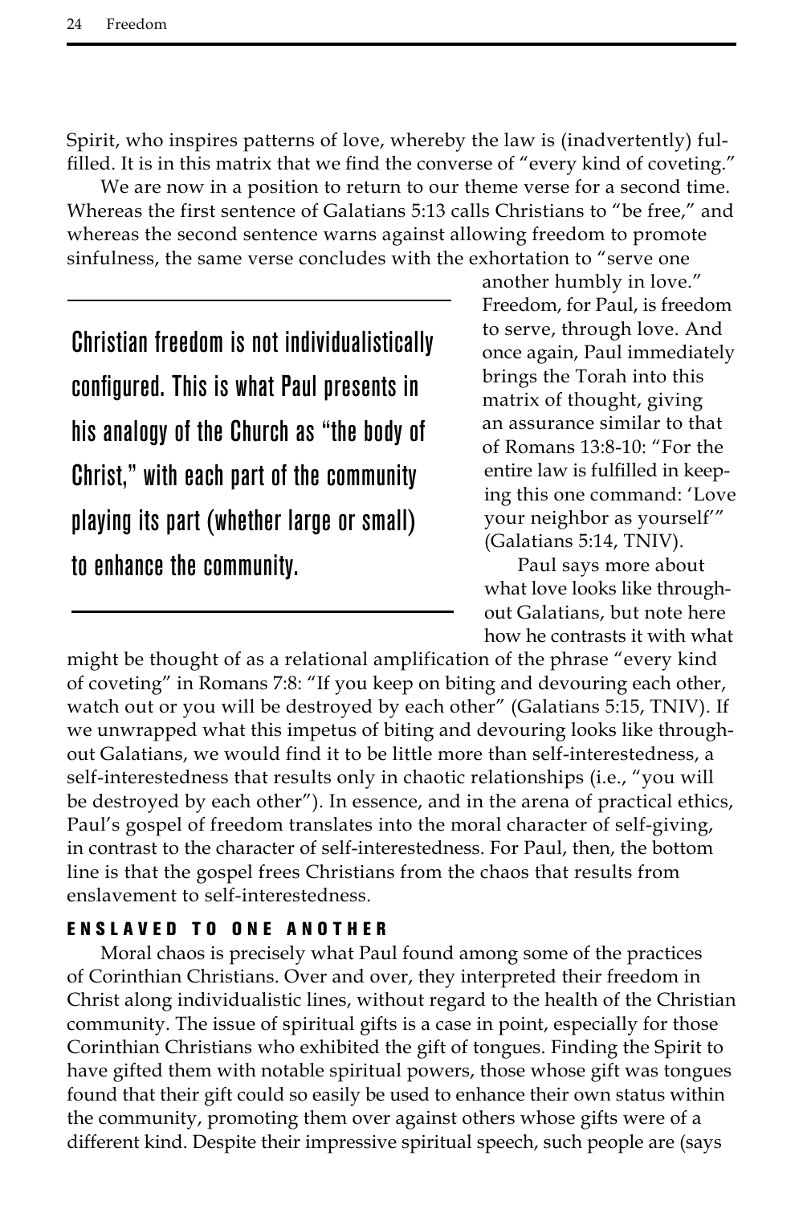Spirit, who inspires patterns of love, whereby the law is (inadvertently) fulfilled. It is in this matrix that we find the converse of "every kind of coveting."

We are now in a position to return to our theme verse for a second time. Whereas the first sentence of Galatians 5:13 calls Christians to "be free," and whereas the second sentence warns against allowing freedom to promote sinfulness, the same verse concludes with the exhortation to "serve one another humbly in love." Freedom, for Paul, is freedom to serve, through love. And once again, Paul immediately brings the Torah into this matrix of thought, giving an assurance similar to that of Romans 13:8-10: "For the entire law is fulfilled in keeping this one command: 'Love your neighbor as yourself'" (Galatians 5:14, TNIV).

> **Christian freedom is not individualistically configured. This is what Paul presents in his analogy of the Church as "the body of Christ," with each part of the community playing its part (whether large or small) to enhance the community.**

Paul says more about what love looks like throughout Galatians, but note here how he contrasts it with what might be thought of as a relational amplification of the phrase "every kind of coveting" in Romans 7:8: "If you keep on biting and devouring each other, watch out or you will be destroyed by each other" (Galatians 5:15, TNIV). If we unwrapped what this impetus of biting and devouring looks like throughout Galatians, we would find it to be little more than self-interestedness, a self-interestedness that results only in chaotic relationships (i.e., "you will be destroyed by each other"). In essence, and in the arena of practical ethics, Paul's gospel of freedom translates into the moral character of self-giving, in contrast to the character of self-interestedness. For Paul, then, the bottom line is that the gospel frees Christians from the chaos that results from enslavement to self-interestedness.

## ENSLAVED TO ONE ANOTHER

Moral chaos is precisely what Paul found among some of the practices of Corinthian Christians. Over and over, they interpreted their freedom in Christ along individualistic lines, without regard to the health of the Christian community. The issue of spiritual gifts is a case in point, especially for those Corinthian Christians who exhibited the gift of tongues. Finding the Spirit to have gifted them with notable spiritual powers, those whose gift was tongues found that their gift could so easily be used to enhance their own status within the community, promoting them over against others whose gifts were of a different kind. Despite their impressive spiritual speech, such people are (says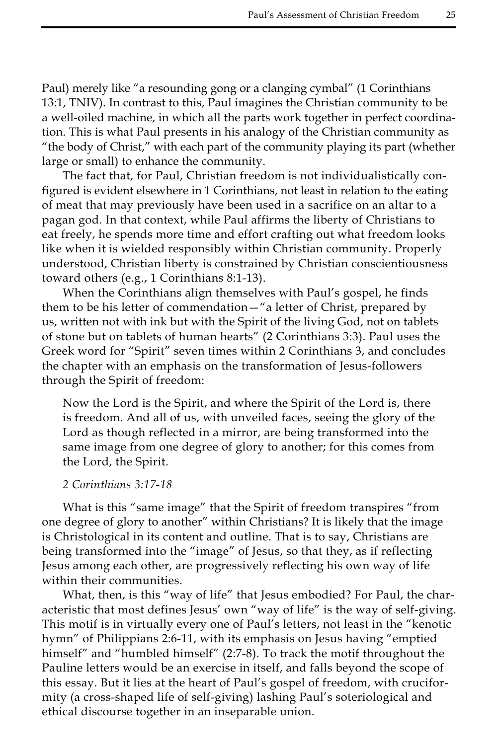Paul) merely like "a resounding gong or a clanging cymbal" (1 Corinthians 13:1, TNIV). In contrast to this, Paul imagines the Christian community to be a well-oiled machine, in which all the parts work together in perfect coordination. This is what Paul presents in his analogy of the Christian community as "the body of Christ," with each part of the community playing its part (whether large or small) to enhance the community.

The fact that, for Paul, Christian freedom is not individualistically configured is evident elsewhere in 1 Corinthians, not least in relation to the eating of meat that may previously have been used in a sacrifice on an altar to a pagan god. In that context, while Paul affirms the liberty of Christians to eat freely, he spends more time and effort crafting out what freedom looks like when it is wielded responsibly within Christian community. Properly understood, Christian liberty is constrained by Christian conscientiousness toward others (e.g., 1 Corinthians 8:1-13).

When the Corinthians align themselves with Paul's gospel, he finds them to be his letter of commendation—"a letter of Christ, prepared by us, written not with ink but with the Spirit of the living God, not on tablets of stone but on tablets of human hearts" (2 Corinthians 3:3). Paul uses the Greek word for "Spirit" seven times within 2 Corinthians 3, and concludes the chapter with an emphasis on the transformation of Jesus-followers through the Spirit of freedom:

> Now the Lord is the Spirit, and where the Spirit of the Lord is, there is freedom. And all of us, with unveiled faces, seeing the glory of the Lord as though reflected in a mirror, are being transformed into the same image from one degree of glory to another; for this comes from the Lord, the Spirit.
>
> *2 Corinthians 3:17-18*

What is this "same image" that the Spirit of freedom transpires "from one degree of glory to another" within Christians? It is likely that the image is Christological in its content and outline. That is to say, Christians are being transformed into the "image" of Jesus, so that they, as if reflecting Jesus among each other, are progressively reflecting his own way of life within their communities.

What, then, is this "way of life" that Jesus embodied? For Paul, the characteristic that most defines Jesus' own "way of life" is the way of self-giving. This motif is in virtually every one of Paul's letters, not least in the "kenotic hymn" of Philippians 2:6-11, with its emphasis on Jesus having "emptied himself" and "humbled himself" (2:7-8). To track the motif throughout the Pauline letters would be an exercise in itself, and falls beyond the scope of this essay. But it lies at the heart of Paul's gospel of freedom, with cruciformity (a cross-shaped life of self-giving) lashing Paul's soteriological and ethical discourse together in an inseparable union.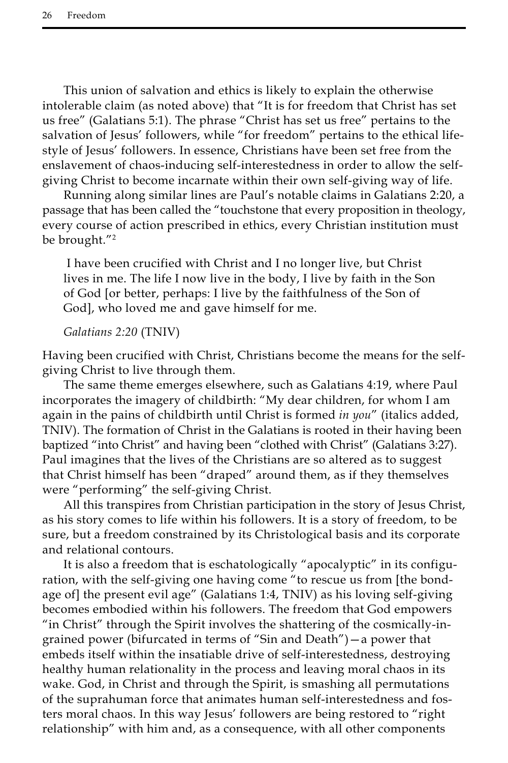This union of salvation and ethics is likely to explain the otherwise intolerable claim (as noted above) that “It is for freedom that Christ has set us free” (Galatians 5:1). The phrase “Christ has set us free” pertains to the salvation of Jesus’ followers, while “for freedom” pertains to the ethical lifestyle of Jesus’ followers. In essence, Christians have been set free from the enslavement of chaos-inducing self-interestedness in order to allow the self-giving Christ to become incarnate within their own self-giving way of life.

Running along similar lines are Paul’s notable claims in Galatians 2:20, a passage that has been called the “touchstone that every proposition in theology, every course of action prescribed in ethics, every Christian institution must be brought.”[2]

> I have been crucified with Christ and I no longer live, but Christ lives in me. The life I now live in the body, I live by faith in the Son of God [or better, perhaps: I live by the faithfulness of the Son of God], who loved me and gave himself for me.
>
> *Galatians 2:20* (TNIV)

Having been crucified with Christ, Christians become the means for the self-giving Christ to live through them.

The same theme emerges elsewhere, such as Galatians 4:19, where Paul incorporates the imagery of childbirth: “My dear children, for whom I am again in the pains of childbirth until Christ is formed *in you*” (italics added, TNIV). The formation of Christ in the Galatians is rooted in their having been baptized “into Christ” and having been “clothed with Christ” (Galatians 3:27). Paul imagines that the lives of the Christians are so altered as to suggest that Christ himself has been “draped” around them, as if they themselves were “performing” the self-giving Christ.

All this transpires from Christian participation in the story of Jesus Christ, as his story comes to life within his followers. It is a story of freedom, to be sure, but a freedom constrained by its Christological basis and its corporate and relational contours.

It is also a freedom that is eschatologically “apocalyptic” in its configuration, with the self-giving one having come “to rescue us from [the bondage of] the present evil age” (Galatians 1:4, TNIV) as his loving self-giving becomes embodied within his followers. The freedom that God empowers “in Christ” through the Spirit involves the shattering of the cosmically-ingrained power (bifurcated in terms of “Sin and Death”)—a power that embeds itself within the insatiable drive of self-interestedness, destroying healthy human relationality in the process and leaving moral chaos in its wake. God, in Christ and through the Spirit, is smashing all permutations of the suprahuman force that animates human self-interestedness and fosters moral chaos. In this way Jesus’ followers are being restored to “right relationship” with him and, as a consequence, with all other components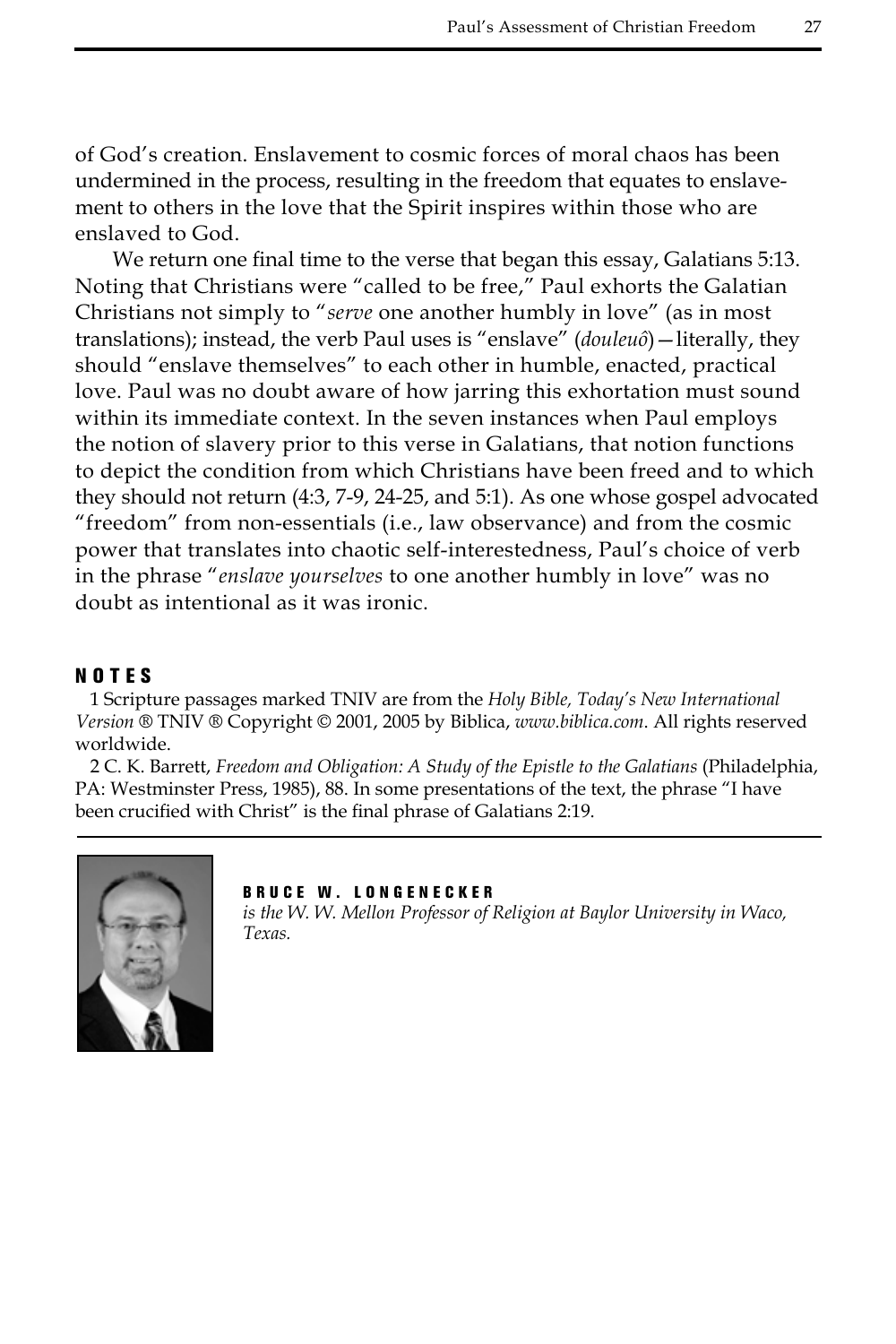of God's creation. Enslavement to cosmic forces of moral chaos has been undermined in the process, resulting in the freedom that equates to enslavement to others in the love that the Spirit inspires within those who are enslaved to God.

We return one final time to the verse that began this essay, Galatians 5:13. Noting that Christians were "called to be free," Paul exhorts the Galatian Christians not simply to "*serve* one another humbly in love" (as in most translations); instead, the verb Paul uses is "enslave" (*douleuô*)—literally, they should "enslave themselves" to each other in humble, enacted, practical love. Paul was no doubt aware of how jarring this exhortation must sound within its immediate context. In the seven instances when Paul employs the notion of slavery prior to this verse in Galatians, that notion functions to depict the condition from which Christians have been freed and to which they should not return (4:3, 7-9, 24-25, and 5:1). As one whose gospel advocated "freedom" from non-essentials (i.e., law observance) and from the cosmic power that translates into chaotic self-interestedness, Paul's choice of verb in the phrase "*enslave yourselves* to one another humbly in love" was no doubt as intentional as it was ironic.

## NOTES

1 Scripture passages marked TNIV are from the *Holy Bible, Today's New International Version* ® TNIV ® Copyright © 2001, 2005 by Biblica, *www.biblica.com*. All rights reserved worldwide.

2 C. K. Barrett, *Freedom and Obligation: A Study of the Epistle to the Galatians* (Philadelphia, PA: Westminster Press, 1985), 88. In some presentations of the text, the phrase "I have been crucified with Christ" is the final phrase of Galatians 2:19.

**BRUCE W. LONGENECKER**
*is the W. W. Mellon Professor of Religion at Baylor University in Waco, Texas.*